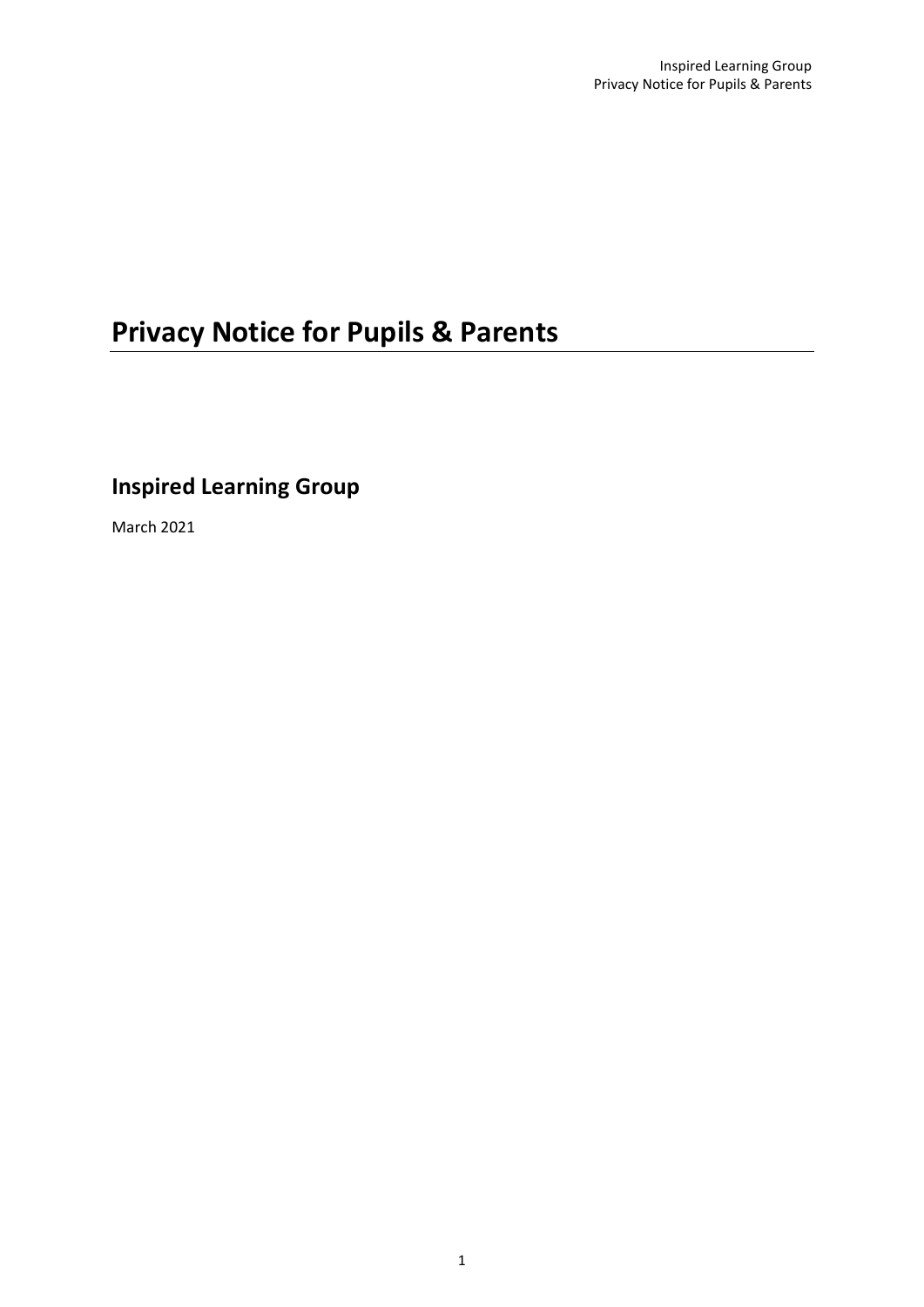# Privacy Notice for Pupils & Parents

## Inspired Learning Group

March 2021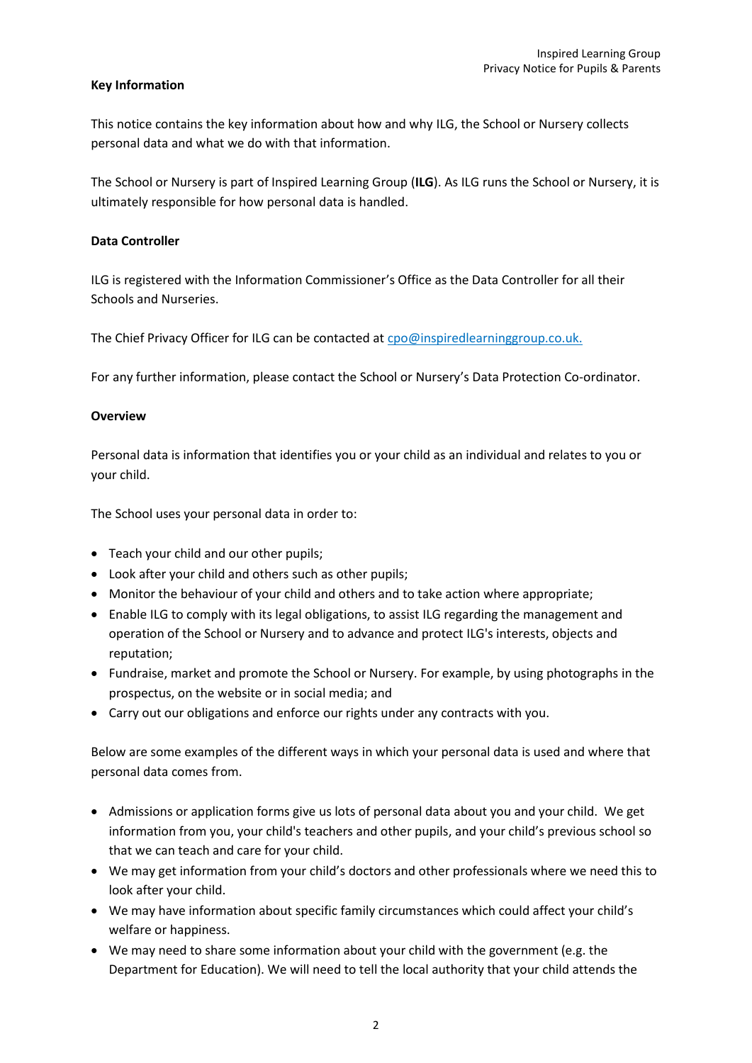**Key Information**

This notice contains the key information about how and why ILG, the School or Nursery collects personal data and what we do with that information.

The School or Nursery is part of Inspired Learning Group (**ILG**). As ILG runs the School or Nursery, it is ultimately responsible for how personal data is handled.

**Data Controller**

ILG is registered with the Information Commissioner's Office as the Data Controller for all their Schools and Nurseries.

The Chief Privacy Officer for ILG can be contacted at cpo@inspiredlearninggroup.co.uk.

For any further information, please contact the School or Nursery's Data Protection Co-ordinator.

**Overview**

Personal data is information that identifies you or your child as an individual and relates to you or your child.

The School uses your personal data in order to:

- Teach your child and our other pupils;
- Look after your child and others such as other pupils;
- Monitor the behaviour of your child and others and to take action where appropriate;
- Enable ILG to comply with its legal obligations, to assist ILG regarding the management and operation of the School or Nursery and to advance and protect ILG's interests, objects and reputation;
- Fundraise, market and promote the School or Nursery. For example, by using photographs in the prospectus, on the website or in social media; and
- Carry out our obligations and enforce our rights under any contracts with you.

Below are some examples of the different ways in which your personal data is used and where that personal data comes from.

- Admissions or application forms give us lots of personal data about you and your child. We get information from you, your child's teachers and other pupils, and your child's previous school so that we can teach and care for your child.
- We may get information from your child's doctors and other professionals where we need this to look after your child.
- We may have information about specific family circumstances which could affect your child's welfare or happiness.
- We may need to share some information about your child with the government (e.g. the Department for Education). We will need to tell the local authority that your child attends the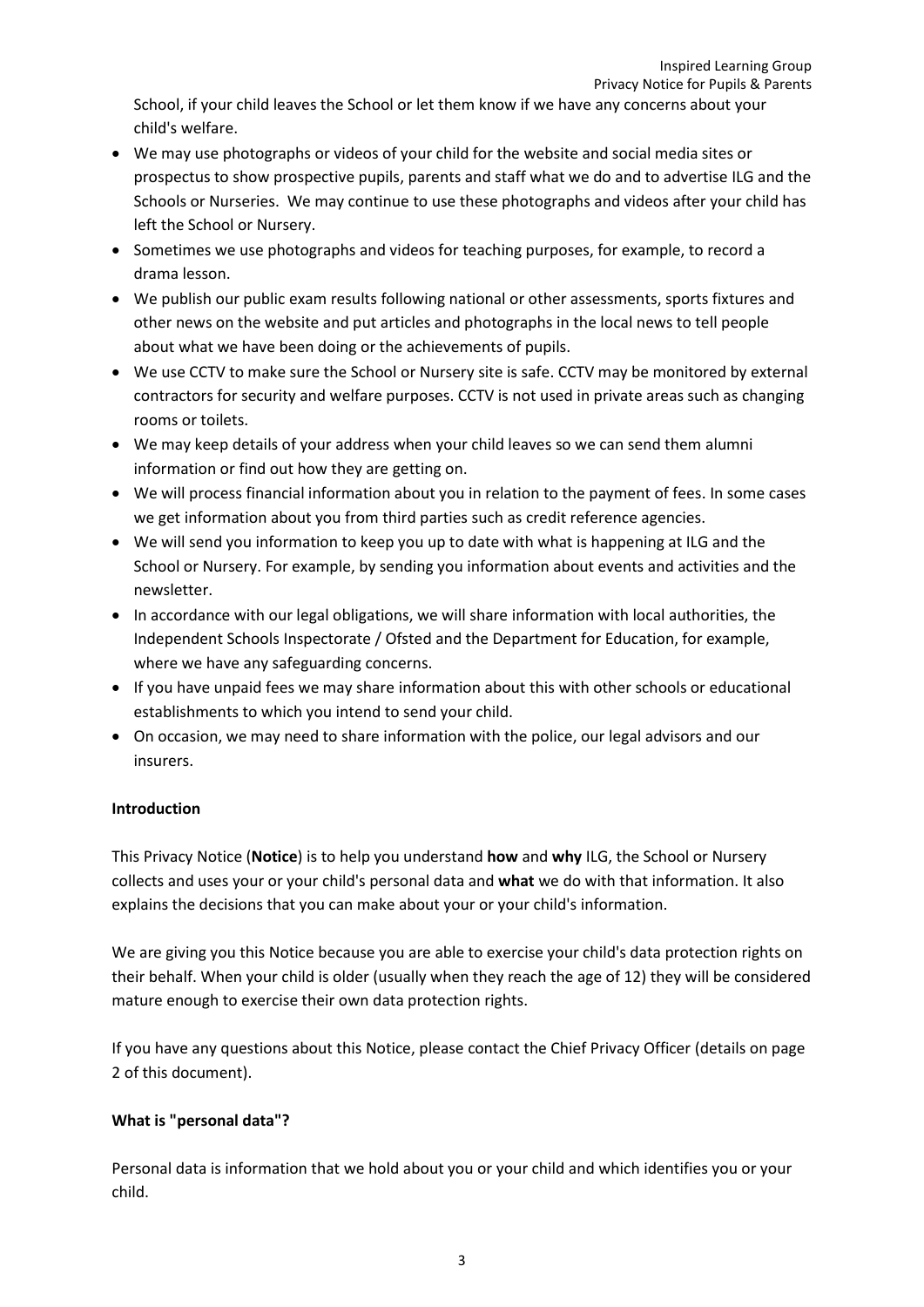School, if your child leaves the School or let them know if we have any concerns about your child's welfare.

- We may use photographs or videos of your child for the website and social media sites or prospectus to show prospective pupils, parents and staff what we do and to advertise ILG and the Schools or Nurseries. We may continue to use these photographs and videos after your child has left the School or Nursery.
- Sometimes we use photographs and videos for teaching purposes, for example, to record a drama lesson.
- We publish our public exam results following national or other assessments, sports fixtures and other news on the website and put articles and photographs in the local news to tell people about what we have been doing or the achievements of pupils.
- We use CCTV to make sure the School or Nursery site is safe. CCTV may be monitored by external contractors for security and welfare purposes. CCTV is not used in private areas such as changing rooms or toilets.
- We may keep details of your address when your child leaves so we can send them alumni information or find out how they are getting on.
- We will process financial information about you in relation to the payment of fees. In some cases we get information about you from third parties such as credit reference agencies.
- We will send you information to keep you up to date with what is happening at ILG and the School or Nursery. For example, by sending you information about events and activities and the newsletter.
- In accordance with our legal obligations, we will share information with local authorities, the Independent Schools Inspectorate / Ofsted and the Department for Education, for example, where we have any safeguarding concerns.
- If you have unpaid fees we may share information about this with other schools or educational establishments to which you intend to send your child.
- On occasion, we may need to share information with the police, our legal advisors and our insurers.

**Introduction**

This Privacy Notice (**Notice**) is to help you understand **how** and **why** ILG, the School or Nursery collects and uses your or your child's personal data and **what** we do with that information. It also explains the decisions that you can make about your or your child's information.

We are giving you this Notice because you are able to exercise your child's data protection rights on their behalf. When your child is older (usually when they reach the age of 12) they will be considered mature enough to exercise their own data protection rights.

If you have any questions about this Notice, please contact the Chief Privacy Officer (details on page 2 of this document).

**What is "personal data"?**

Personal data is information that we hold about you or your child and which identifies you or your child.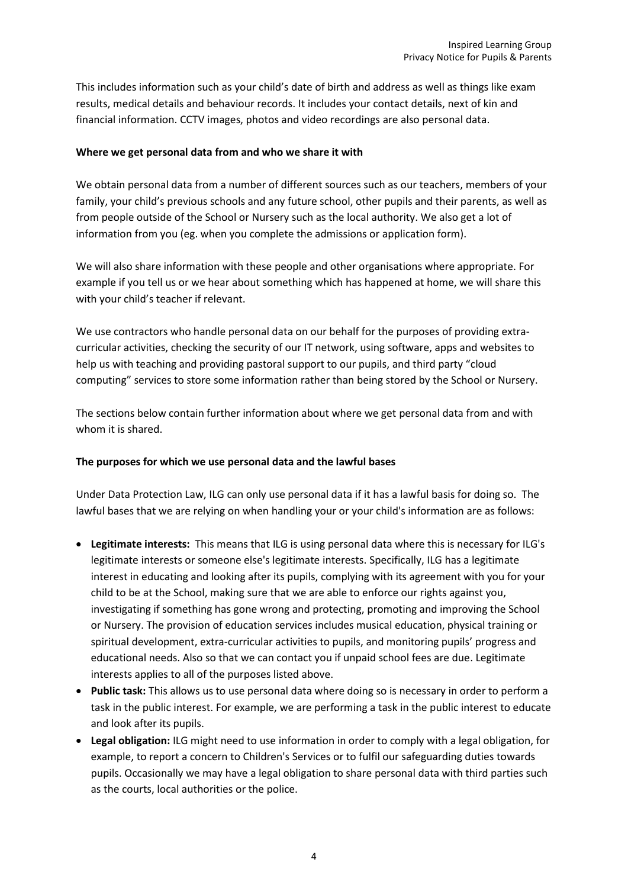This includes information such as your child's date of birth and address as well as things like exam results, medical details and behaviour records. It includes your contact details, next of kin and financial information. CCTV images, photos and video recordings are also personal data.

**Where we get personal data from and who we share it with**

We obtain personal data from a number of different sources such as our teachers, members of your family, your child's previous schools and any future school, other pupils and their parents, as well as from people outside of the School or Nursery such as the local authority. We also get a lot of information from you (eg. when you complete the admissions or application form).

We will also share information with these people and other organisations where appropriate. For example if you tell us or we hear about something which has happened at home, we will share this with your child's teacher if relevant.

We use contractors who handle personal data on our behalf for the purposes of providing extra-curricular activities, checking the security of our IT network, using software, apps and websites to help us with teaching and providing pastoral support to our pupils, and third party "cloud computing" services to store some information rather than being stored by the School or Nursery.

The sections below contain further information about where we get personal data from and with whom it is shared.

**The purposes for which we use personal data and the lawful bases**

Under Data Protection Law, ILG can only use personal data if it has a lawful basis for doing so. The lawful bases that we are relying on when handling your or your child's information are as follows:

- **Legitimate interests:** This means that ILG is using personal data where this is necessary for ILG's legitimate interests or someone else's legitimate interests. Specifically, ILG has a legitimate interest in educating and looking after its pupils, complying with its agreement with you for your child to be at the School, making sure that we are able to enforce our rights against you, investigating if something has gone wrong and protecting, promoting and improving the School or Nursery. The provision of education services includes musical education, physical training or spiritual development, extra-curricular activities to pupils, and monitoring pupils' progress and educational needs. Also so that we can contact you if unpaid school fees are due. Legitimate interests applies to all of the purposes listed above.
- **Public task:** This allows us to use personal data where doing so is necessary in order to perform a task in the public interest. For example, we are performing a task in the public interest to educate and look after its pupils.
- **Legal obligation:** ILG might need to use information in order to comply with a legal obligation, for example, to report a concern to Children's Services or to fulfil our safeguarding duties towards pupils. Occasionally we may have a legal obligation to share personal data with third parties such as the courts, local authorities or the police.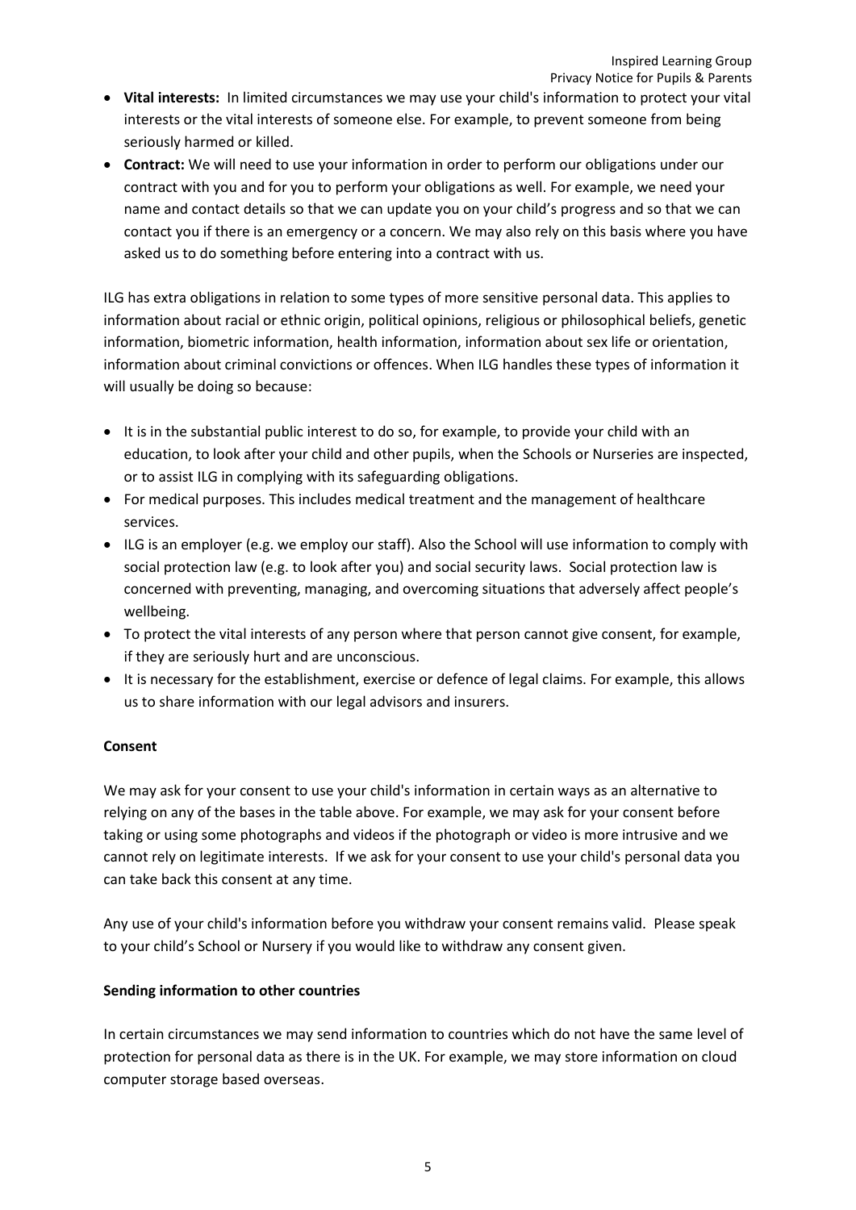- **Vital interests:** In limited circumstances we may use your child's information to protect your vital interests or the vital interests of someone else. For example, to prevent someone from being seriously harmed or killed.
- **Contract:** We will need to use your information in order to perform our obligations under our contract with you and for you to perform your obligations as well. For example, we need your name and contact details so that we can update you on your child's progress and so that we can contact you if there is an emergency or a concern. We may also rely on this basis where you have asked us to do something before entering into a contract with us.

ILG has extra obligations in relation to some types of more sensitive personal data. This applies to information about racial or ethnic origin, political opinions, religious or philosophical beliefs, genetic information, biometric information, health information, information about sex life or orientation, information about criminal convictions or offences. When ILG handles these types of information it will usually be doing so because:

- It is in the substantial public interest to do so, for example, to provide your child with an education, to look after your child and other pupils, when the Schools or Nurseries are inspected, or to assist ILG in complying with its safeguarding obligations.
- For medical purposes. This includes medical treatment and the management of healthcare services.
- ILG is an employer (e.g. we employ our staff). Also the School will use information to comply with social protection law (e.g. to look after you) and social security laws. Social protection law is concerned with preventing, managing, and overcoming situations that adversely affect people's wellbeing.
- To protect the vital interests of any person where that person cannot give consent, for example, if they are seriously hurt and are unconscious.
- It is necessary for the establishment, exercise or defence of legal claims. For example, this allows us to share information with our legal advisors and insurers.

**Consent**

We may ask for your consent to use your child's information in certain ways as an alternative to relying on any of the bases in the table above. For example, we may ask for your consent before taking or using some photographs and videos if the photograph or video is more intrusive and we cannot rely on legitimate interests. If we ask for your consent to use your child's personal data you can take back this consent at any time.

Any use of your child's information before you withdraw your consent remains valid. Please speak to your child's School or Nursery if you would like to withdraw any consent given.

**Sending information to other countries**

In certain circumstances we may send information to countries which do not have the same level of protection for personal data as there is in the UK. For example, we may store information on cloud computer storage based overseas.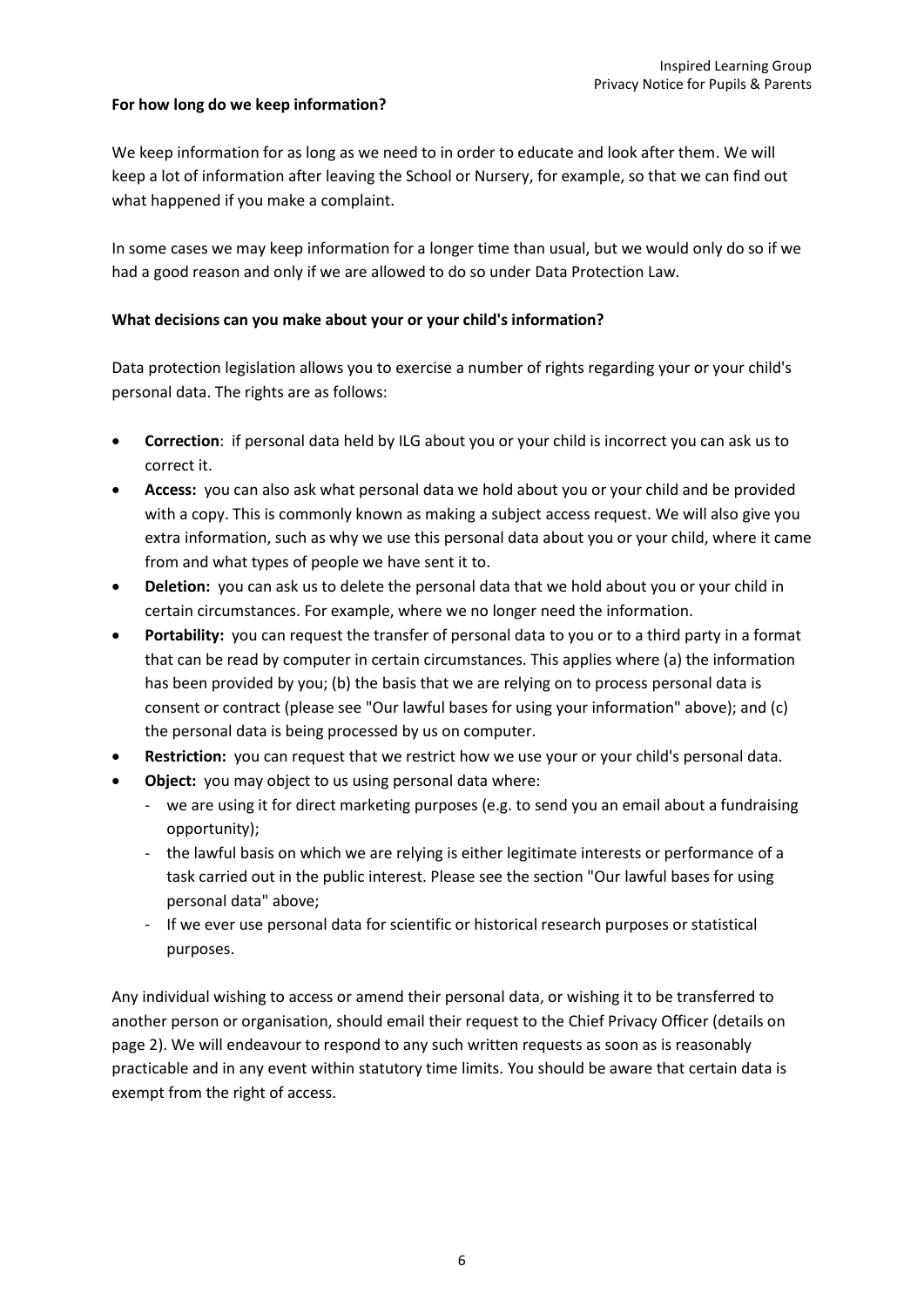**For how long do we keep information?**

We keep information for as long as we need to in order to educate and look after them. We will keep a lot of information after leaving the School or Nursery, for example, so that we can find out what happened if you make a complaint.

In some cases we may keep information for a longer time than usual, but we would only do so if we had a good reason and only if we are allowed to do so under Data Protection Law.

**What decisions can you make about your or your child's information?**

Data protection legislation allows you to exercise a number of rights regarding your or your child's personal data. The rights are as follows:

- **Correction**: if personal data held by ILG about you or your child is incorrect you can ask us to correct it.
- **Access:** you can also ask what personal data we hold about you or your child and be provided with a copy. This is commonly known as making a subject access request. We will also give you extra information, such as why we use this personal data about you or your child, where it came from and what types of people we have sent it to.
- **Deletion:** you can ask us to delete the personal data that we hold about you or your child in certain circumstances. For example, where we no longer need the information.
- **Portability:** you can request the transfer of personal data to you or to a third party in a format that can be read by computer in certain circumstances. This applies where (a) the information has been provided by you; (b) the basis that we are relying on to process personal data is consent or contract (please see "Our lawful bases for using your information" above); and (c) the personal data is being processed by us on computer.
- **Restriction:** you can request that we restrict how we use your or your child's personal data.
- **Object:** you may object to us using personal data where:
  - we are using it for direct marketing purposes (e.g. to send you an email about a fundraising opportunity);
  - the lawful basis on which we are relying is either legitimate interests or performance of a task carried out in the public interest. Please see the section "Our lawful bases for using personal data" above;
  - If we ever use personal data for scientific or historical research purposes or statistical purposes.

Any individual wishing to access or amend their personal data, or wishing it to be transferred to another person or organisation, should email their request to the Chief Privacy Officer (details on page 2). We will endeavour to respond to any such written requests as soon as is reasonably practicable and in any event within statutory time limits. You should be aware that certain data is exempt from the right of access.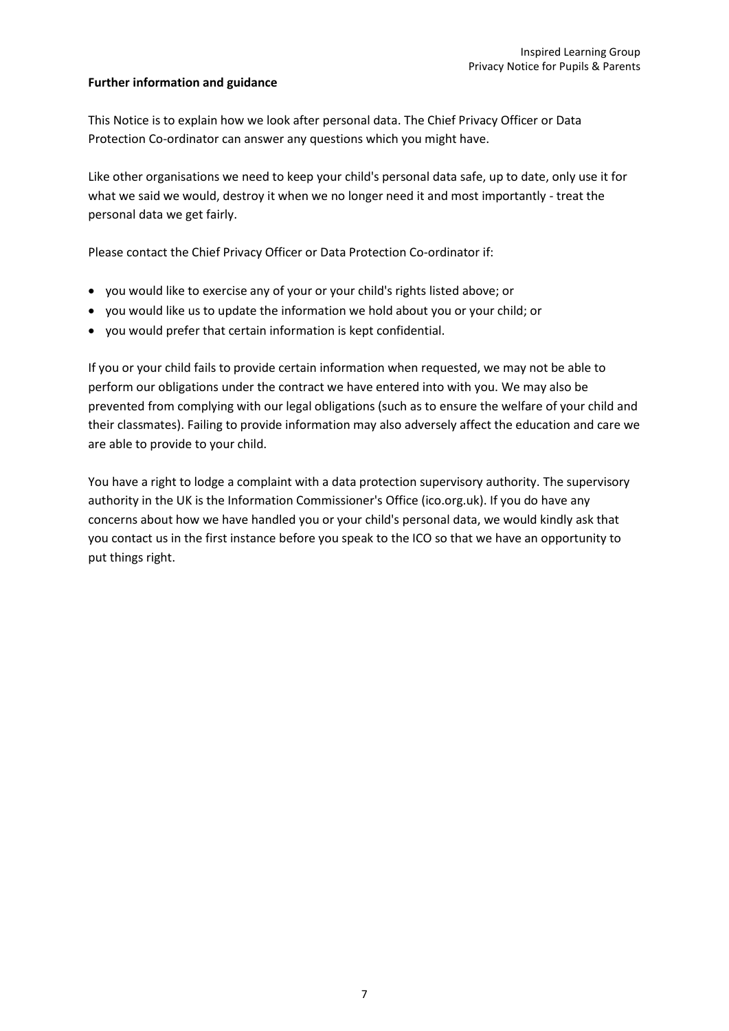**Further information and guidance**

This Notice is to explain how we look after personal data. The Chief Privacy Officer or Data Protection Co-ordinator can answer any questions which you might have.

Like other organisations we need to keep your child's personal data safe, up to date, only use it for what we said we would, destroy it when we no longer need it and most importantly - treat the personal data we get fairly.

Please contact the Chief Privacy Officer or Data Protection Co-ordinator if:

- you would like to exercise any of your or your child's rights listed above; or
- you would like us to update the information we hold about you or your child; or
- you would prefer that certain information is kept confidential.

If you or your child fails to provide certain information when requested, we may not be able to perform our obligations under the contract we have entered into with you. We may also be prevented from complying with our legal obligations (such as to ensure the welfare of your child and their classmates). Failing to provide information may also adversely affect the education and care we are able to provide to your child.

You have a right to lodge a complaint with a data protection supervisory authority. The supervisory authority in the UK is the Information Commissioner's Office (ico.org.uk). If you do have any concerns about how we have handled you or your child's personal data, we would kindly ask that you contact us in the first instance before you speak to the ICO so that we have an opportunity to put things right.